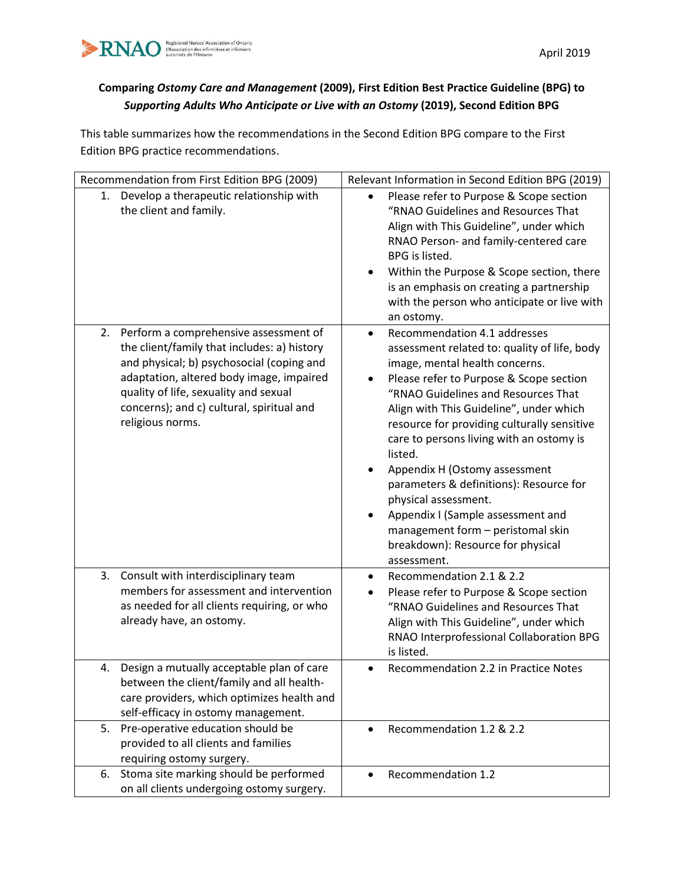**Comparing *Ostomy Care and Management* (2009), First Edition Best Practice Guideline (BPG) to *Supporting Adults Who Anticipate or Live with an Ostomy* (2019), Second Edition BPG**

This table summarizes how the recommendations in the Second Edition BPG compare to the First Edition BPG practice recommendations.

| Recommendation from First Edition BPG (2009) | Relevant Information in Second Edition BPG (2019) |
|---|---|
| 1. Develop a therapeutic relationship with the client and family. | • Please refer to Purpose & Scope section "RNAO Guidelines and Resources That Align with This Guideline", under which RNAO Person- and family-centered care BPG is listed.<br>• Within the Purpose & Scope section, there is an emphasis on creating a partnership with the person who anticipate or live with an ostomy. |
| 2. Perform a comprehensive assessment of the client/family that includes: a) history and physical; b) psychosocial (coping and adaptation, altered body image, impaired quality of life, sexuality and sexual concerns); and c) cultural, spiritual and religious norms. | • Recommendation 4.1 addresses assessment related to: quality of life, body image, mental health concerns.<br>• Please refer to Purpose & Scope section "RNAO Guidelines and Resources That Align with This Guideline", under which resource for providing culturally sensitive care to persons living with an ostomy is listed.<br>• Appendix H (Ostomy assessment parameters & definitions): Resource for physical assessment.<br>• Appendix I (Sample assessment and management form – peristomal skin breakdown): Resource for physical assessment. |
| 3. Consult with interdisciplinary team members for assessment and intervention as needed for all clients requiring, or who already have, an ostomy. | • Recommendation 2.1 & 2.2<br>• Please refer to Purpose & Scope section "RNAO Guidelines and Resources That Align with This Guideline", under which RNAO Interprofessional Collaboration BPG is listed. |
| 4. Design a mutually acceptable plan of care between the client/family and all health-care providers, which optimizes health and self-efficacy in ostomy management. | • Recommendation 2.2 in Practice Notes |
| 5. Pre-operative education should be provided to all clients and families requiring ostomy surgery. | • Recommendation 1.2 & 2.2 |
| 6. Stoma site marking should be performed on all clients undergoing ostomy surgery. | • Recommendation 1.2 |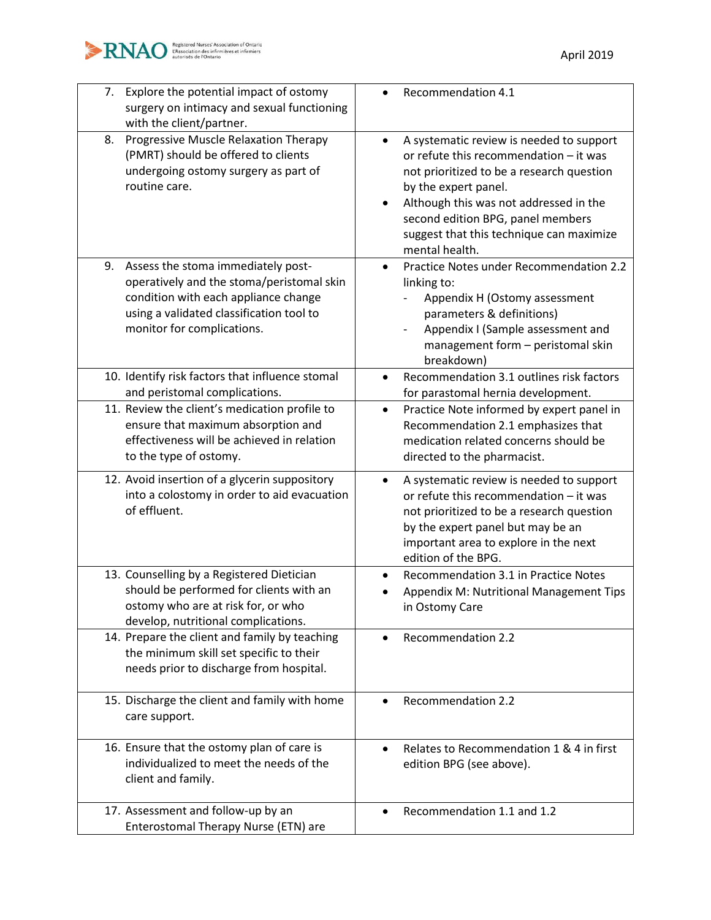| | |
|---|---|
| 7. Explore the potential impact of ostomy surgery on intimacy and sexual functioning with the client/partner. | • Recommendation 4.1 |
| 8. Progressive Muscle Relaxation Therapy (PMRT) should be offered to clients undergoing ostomy surgery as part of routine care. | • A systematic review is needed to support or refute this recommendation – it was not prioritized to be a research question by the expert panel.<br>• Although this was not addressed in the second edition BPG, panel members suggest that this technique can maximize mental health. |
| 9. Assess the stoma immediately post-operatively and the stoma/peristomal skin condition with each appliance change using a validated classification tool to monitor for complications. | • Practice Notes under Recommendation 2.2 linking to:<br>- Appendix H (Ostomy assessment parameters & definitions)<br>- Appendix I (Sample assessment and management form – peristomal skin breakdown) |
| 10. Identify risk factors that influence stomal and peristomal complications. | • Recommendation 3.1 outlines risk factors for parastomal hernia development. |
| 11. Review the client's medication profile to ensure that maximum absorption and effectiveness will be achieved in relation to the type of ostomy. | • Practice Note informed by expert panel in Recommendation 2.1 emphasizes that medication related concerns should be directed to the pharmacist. |
| 12. Avoid insertion of a glycerin suppository into a colostomy in order to aid evacuation of effluent. | • A systematic review is needed to support or refute this recommendation – it was not prioritized to be a research question by the expert panel but may be an important area to explore in the next edition of the BPG. |
| 13. Counselling by a Registered Dietician should be performed for clients with an ostomy who are at risk for, or who develop, nutritional complications. | • Recommendation 3.1 in Practice Notes<br>• Appendix M: Nutritional Management Tips in Ostomy Care |
| 14. Prepare the client and family by teaching the minimum skill set specific to their needs prior to discharge from hospital. | • Recommendation 2.2 |
| 15. Discharge the client and family with home care support. | • Recommendation 2.2 |
| 16. Ensure that the ostomy plan of care is individualized to meet the needs of the client and family. | • Relates to Recommendation 1 & 4 in first edition BPG (see above). |
| 17. Assessment and follow-up by an Enterostomal Therapy Nurse (ETN) are | • Recommendation 1.1 and 1.2 |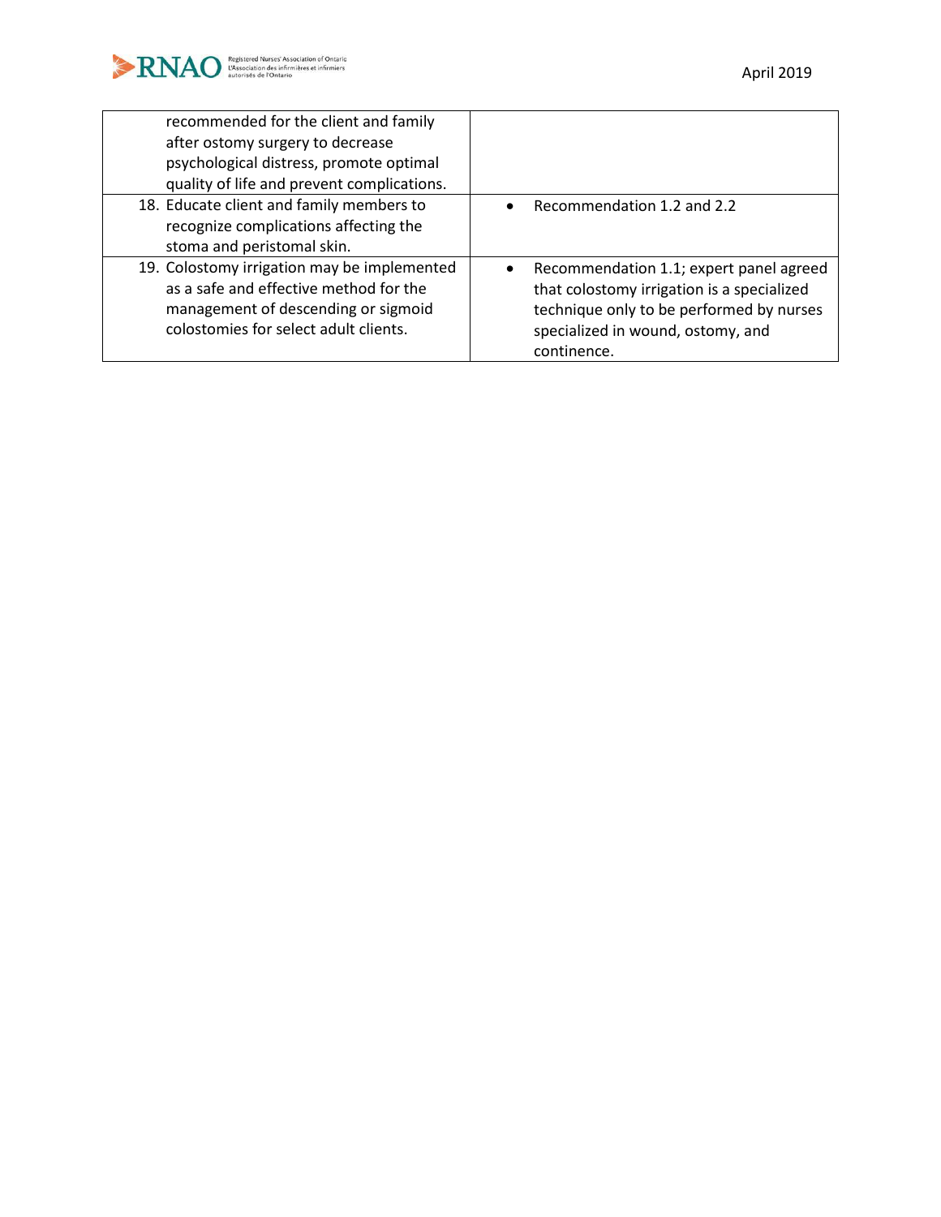| | |
|---|---|
| recommended for the client and family after ostomy surgery to decrease psychological distress, promote optimal quality of life and prevent complications. | |
| 18. Educate client and family members to recognize complications affecting the stoma and peristomal skin. | • Recommendation 1.2 and 2.2 |
| 19. Colostomy irrigation may be implemented as a safe and effective method for the management of descending or sigmoid colostomies for select adult clients. | • Recommendation 1.1; expert panel agreed that colostomy irrigation is a specialized technique only to be performed by nurses specialized in wound, ostomy, and continence. |